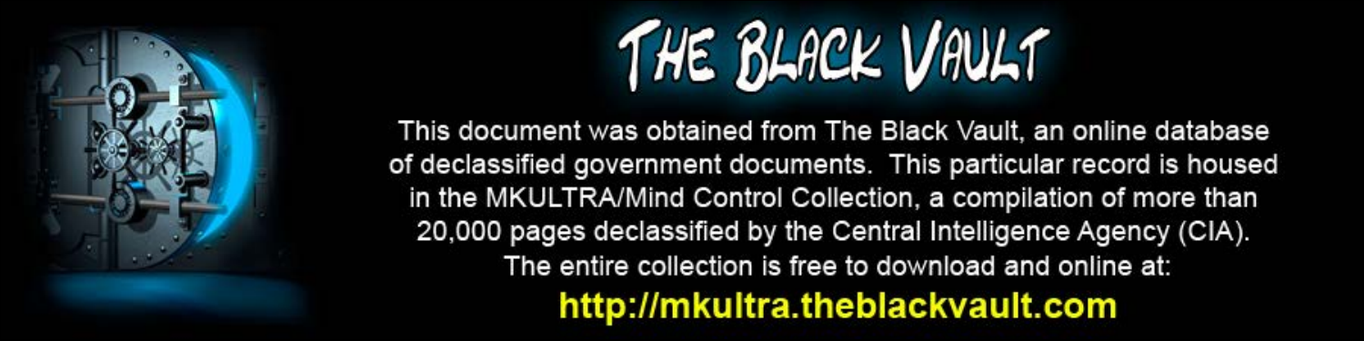# THE BLACK VAULT

This document was obtained from The Black Vault, an online database of declassified government documents. This particular record is housed in the MKULTRA/Mind Control Collection, a compilation of more than 20,000 pages declassified by the Central Intelligence Agency (CIA). The entire collection is free to download and online at:

**http://mkultra.theblackvault.com**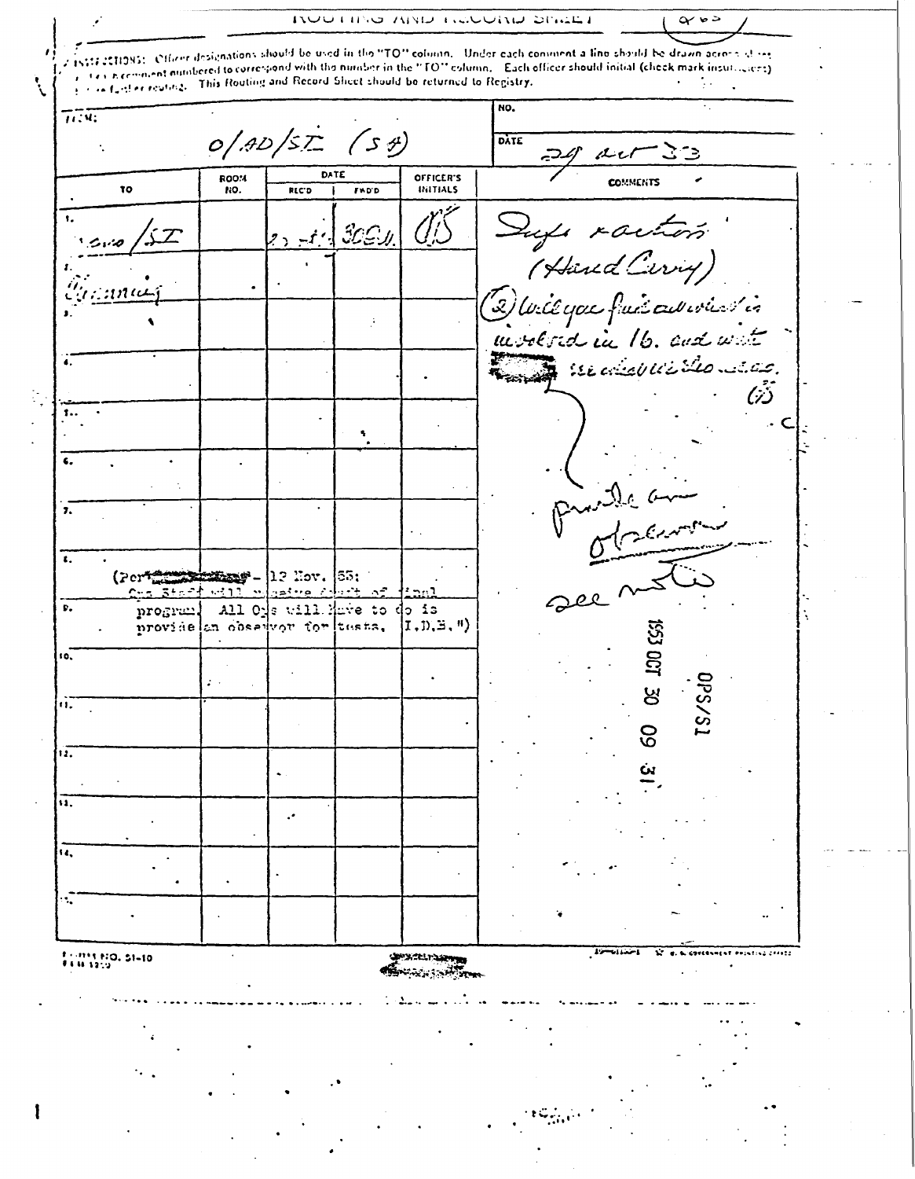# ROUTING AND RECORD SHEET

INSTRUCTIONS: Officer designations should be used in the "TO" column. Under each comment a line should be drawn across sheet and each comment numbered to correspond with the number in the "TO" column. Each officer should initial (check mark insufficient) before further routing. This Routing and Record Sheet should be returned to Registry.

FROM: O/AD/SI (SA)

NO.

DATE: 29 Oct 53

| TO | ROOM NO. | DATE REC'D | DATE FWD'D | OFFICER'S INITIALS | COMMENTS |
|---|---|---|---|---|---|
| 1. Ops/SI | | 29 Oct | 30 Oct | (initials) | Info & action (Hand Carry) |
| 2. Planning | | | | | (2) Will you find out who is involved in 16. and write [redacted] see what we should do. (initials) |
| 3. | | | | | |
| 4. | | | | | |
| 5. | | | | | |
| 6. | | | | | |
| 7. | | | | | provide an observer |
| 8. (Per [redacted] - 19 Nov. 53: | | | | | see note |
| 9. Ops Staff will receive draft of final program. All Ops will have to do is provide an observer for tests. I.D.B.") | | | | | |
| 10. | | | | | |
| 11. | | | | | |
| 12. | | | | | |
| 13. | | | | | |
| 14. | | | | | |
| 15. | | | | | |

OPS/SI

1953 OCT 30 09 31

FORM NO. 51-10
FEB 1950